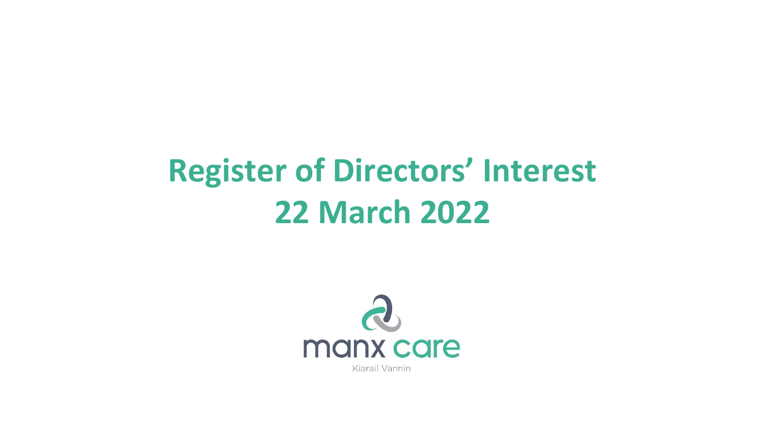# Register of Directors' Interest
# 22 March 2022

manx care

Kiarail Vannin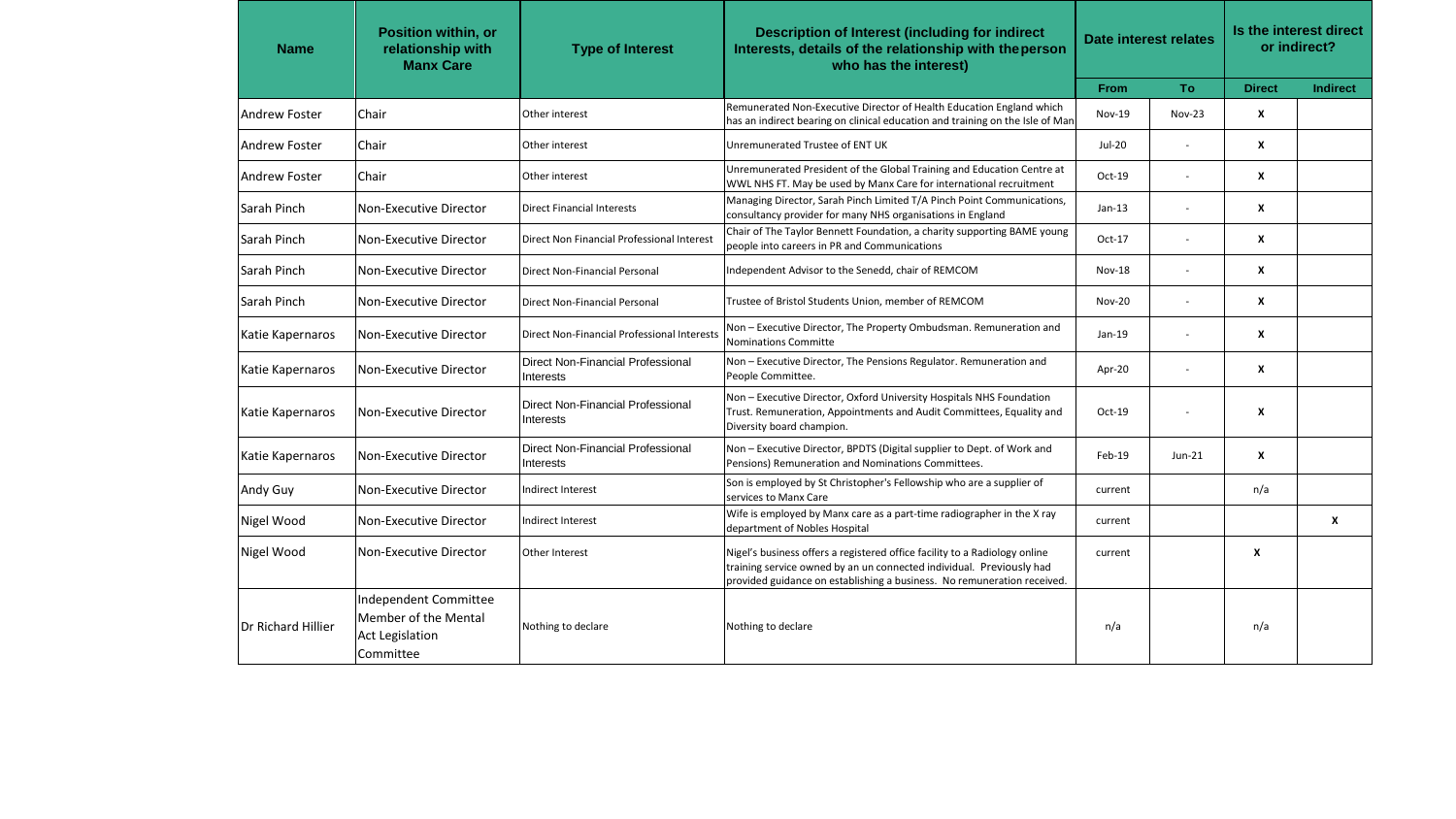| Name | Position within, or relationship with Manx Care | Type of Interest | Description of Interest (including for indirect Interests, details of the relationship with the person who has the interest) | Date interest relates | | Is the interest direct or indirect? | |
|---|---|---|---|---|---|---|---|
| | | | | From | To | Direct | Indirect |
| Andrew Foster | Chair | Other interest | Remunerated Non-Executive Director of Health Education England which has an indirect bearing on clinical education and training on the Isle of Man | Nov-19 | Nov-23 | X | |
| Andrew Foster | Chair | Other interest | Unremunerated Trustee of ENT UK | Jul-20 | - | X | |
| Andrew Foster | Chair | Other interest | Unremunerated President of the Global Training and Education Centre at WWL NHS FT. May be used by Manx Care for international recruitment | Oct-19 | - | X | |
| Sarah Pinch | Non-Executive Director | Direct Financial Interests | Managing Director, Sarah Pinch Limited T/A Pinch Point Communications, consultancy provider for many NHS organisations in England | Jan-13 | - | X | |
| Sarah Pinch | Non-Executive Director | Direct Non Financial Professional Interest | Chair of The Taylor Bennett Foundation, a charity supporting BAME young people into careers in PR and Communications | Oct-17 | - | X | |
| Sarah Pinch | Non-Executive Director | Direct Non-Financial Personal | Independent Advisor to the Senedd, chair of REMCOM | Nov-18 | - | X | |
| Sarah Pinch | Non-Executive Director | Direct Non-Financial Personal | Trustee of Bristol Students Union, member of REMCOM | Nov-20 | - | X | |
| Katie Kapernaros | Non-Executive Director | Direct Non-Financial Professional Interests | Non – Executive Director, The Property Ombudsman. Remuneration and Nominations Committe | Jan-19 | - | X | |
| Katie Kapernaros | Non-Executive Director | Direct Non-Financial Professional Interests | Non – Executive Director, The Pensions Regulator. Remuneration and People Committee. | Apr-20 | - | X | |
| Katie Kapernaros | Non-Executive Director | Direct Non-Financial Professional Interests | Non – Executive Director, Oxford University Hospitals NHS Foundation Trust. Remuneration, Appointments and Audit Committees, Equality and Diversity board champion. | Oct-19 | - | X | |
| Katie Kapernaros | Non-Executive Director | Direct Non-Financial Professional Interests | Non – Executive Director, BPDTS (Digital supplier to Dept. of Work and Pensions) Remuneration and Nominations Committees. | Feb-19 | Jun-21 | X | |
| Andy Guy | Non-Executive Director | Indirect Interest | Son is employed by St Christopher's Fellowship who are a supplier of services to Manx Care | current | | n/a | |
| Nigel Wood | Non-Executive Director | Indirect Interest | Wife is employed by Manx care as a part-time radiographer in the X ray department of Nobles Hospital | current | | | X |
| Nigel Wood | Non-Executive Director | Other Interest | Nigel's business offers a registered office facility to a Radiology online training service owned by an un connected individual. Previously had provided guidance on establishing a business. No remuneration received. | current | | X | |
| Dr Richard Hillier | Independent Committee Member of the Mental Act Legislation Committee | Nothing to declare | Nothing to declare | n/a | | n/a | |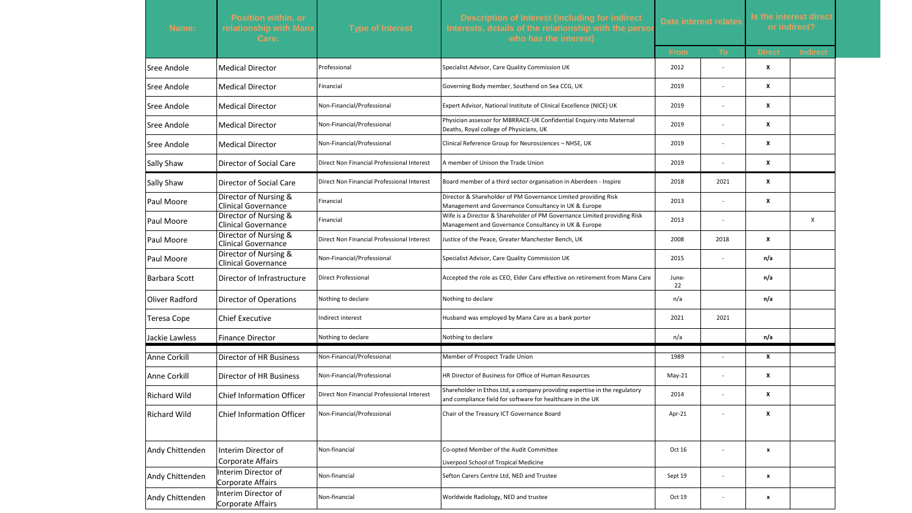| Name: | Position within, or relationship with Manx Care: | Type of Interest | Description of Interest (including for indirect Interests, details of the relationship with the person who has the interest) | Date interest relates | | Is the interest direct or indirect? | |
|---|---|---|---|---|---|---|---|
| | | | | From | To | Direct | Indirect |
| Sree Andole | Medical Director | Professional | Specialist Advisor, Care Quality Commission UK | 2012 | - | X | |
| Sree Andole | Medical Director | Financial | Governing Body member, Southend on Sea CCG, UK | 2019 | - | X | |
| Sree Andole | Medical Director | Non-Financial/Professional | Expert Advisor, National Institute of Clinical Excellence (NICE) UK | 2019 | - | X | |
| Sree Andole | Medical Director | Non-Financial/Professional | Physician assessor for MBRRACE-UK Confidential Enquiry into Maternal Deaths, Royal college of Physicians, UK | 2019 | - | X | |
| Sree Andole | Medical Director | Non-Financial/Professional | Clinical Reference Group for Neurosciences – NHSE, UK | 2019 | - | X | |
| Sally Shaw | Director of Social Care | Direct Non Financial Professional Interest | A member of Unison the Trade Union | 2019 | - | X | |
| Sally Shaw | Director of Social Care | Direct Non Financial Professional Interest | Board member of a third sector organisation in Aberdeen - Inspire | 2018 | 2021 | X | |
| Paul Moore | Director of Nursing & Clinical Governance | Financial | Director & Shareholder of PM Governance Limited providing Risk Management and Governance Consultancy in UK & Europe | 2013 | - | X | |
| Paul Moore | Director of Nursing & Clinical Governance | Financial | Wife is a Director & Shareholder of PM Governance Limited providing Risk Management and Governance Consultancy in UK & Europe | 2013 | - | | X |
| Paul Moore | Director of Nursing & Clinical Governance | Direct Non Financial Professional Interest | Justice of the Peace, Greater Manchester Bench, UK | 2008 | 2018 | X | |
| Paul Moore | Director of Nursing & Clinical Governance | Non-Financial/Professional | Specialist Advisor, Care Quality Commission UK | 2015 | - | n/a | |
| Barbara Scott | Director of Infrastructure | Direct Professional | Accepted the role as CEO, Elder Care effective on retirement from Manx Care | June-22 | | n/a | |
| Oliver Radford | Director of Operations | Nothing to declare | Nothing to declare | n/a | | n/a | |
| Teresa Cope | Chief Executive | Indirect interest | Husband was employed by Manx Care as a bank porter | 2021 | 2021 | | |
| Jackie Lawless | Finance Director | Nothing to declare | Nothing to declare | n/a | | n/a | |
| Anne Corkill | Director of HR Business | Non-Financial/Professional | Member of Prospect Trade Union | 1989 | - | X | |
| Anne Corkill | Director of HR Business | Non-Financial/Professional | HR Director of Business for Office of Human Resources | May-21 | - | X | |
| Richard Wild | Chief Information Officer | Direct Non Financial Professional Interest | Shareholder in Ethos Ltd, a company providing expertise in the regulatory and compliance field for software for healthcare in the UK | 2014 | - | X | |
| Richard Wild | Chief Information Officer | Non-Financial/Professional | Chair of the Treasury ICT Governance Board | Apr-21 | - | X | |
| Andy Chittenden | Interim Director of Corporate Affairs | Non-financial | Co-opted Member of the Audit Committee Liverpool School of Tropical Medicine | Oct 16 | - | x | |
| Andy Chittenden | Interim Director of Corporate Affairs | Non-financial | Sefton Carers Centre Ltd, NED and Trustee | Sept 19 | - | x | |
| Andy Chittenden | Interim Director of Corporate Affairs | Non-financial | Worldwide Radiology, NED and trustee | Oct 19 | - | x | |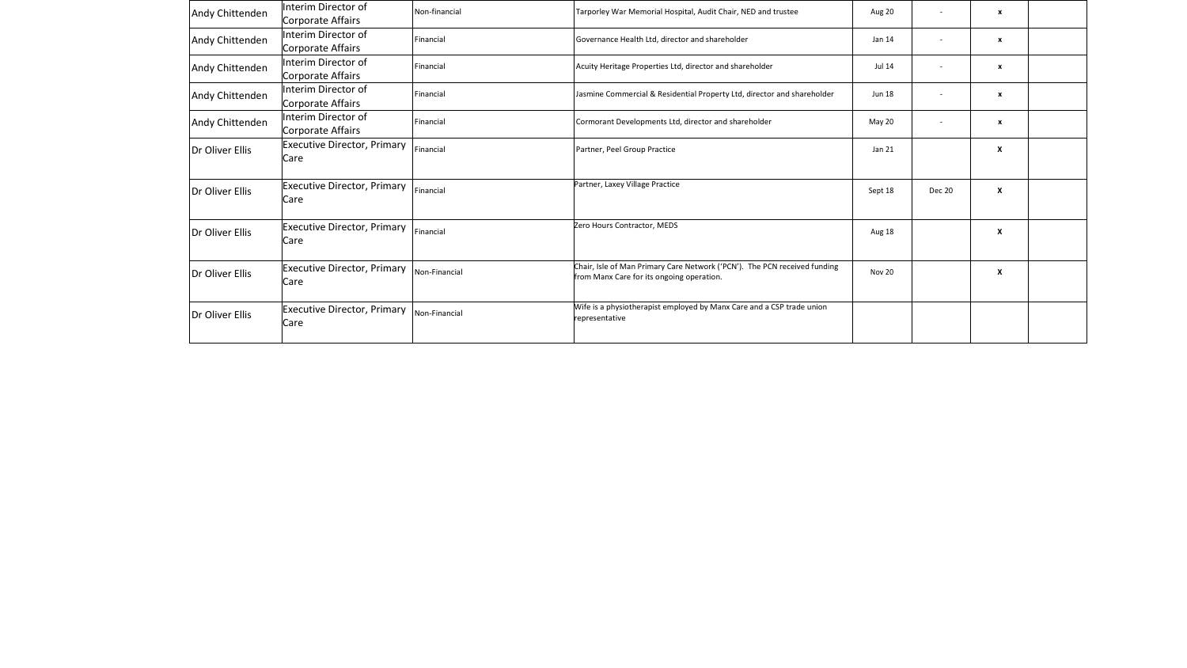| | | | | | | | |
|---|---|---|---|---|---|---|---|
| Andy Chittenden | Interim Director of Corporate Affairs | Non-financial | Tarporley War Memorial Hospital, Audit Chair, NED and trustee | Aug 20 | - | x | |
| Andy Chittenden | Interim Director of Corporate Affairs | Financial | Governance Health Ltd, director and shareholder | Jan 14 | - | x | |
| Andy Chittenden | Interim Director of Corporate Affairs | Financial | Acuity Heritage Properties Ltd, director and shareholder | Jul 14 | - | x | |
| Andy Chittenden | Interim Director of Corporate Affairs | Financial | Jasmine Commercial & Residential Property Ltd, director and shareholder | Jun 18 | - | x | |
| Andy Chittenden | Interim Director of Corporate Affairs | Financial | Cormorant Developments Ltd, director and shareholder | May 20 | - | x | |
| Dr Oliver Ellis | Executive Director, Primary Care | Financial | Partner, Peel Group Practice | Jan 21 | | X | |
| Dr Oliver Ellis | Executive Director, Primary Care | Financial | Partner, Laxey Village Practice | Sept 18 | Dec 20 | X | |
| Dr Oliver Ellis | Executive Director, Primary Care | Financial | Zero Hours Contractor, MEDS | Aug 18 | | X | |
| Dr Oliver Ellis | Executive Director, Primary Care | Non-Financial | Chair, Isle of Man Primary Care Network ('PCN'). The PCN received funding from Manx Care for its ongoing operation. | Nov 20 | | X | |
| Dr Oliver Ellis | Executive Director, Primary Care | Non-Financial | Wife is a physiotherapist employed by Manx Care and a CSP trade union representative | | | | |